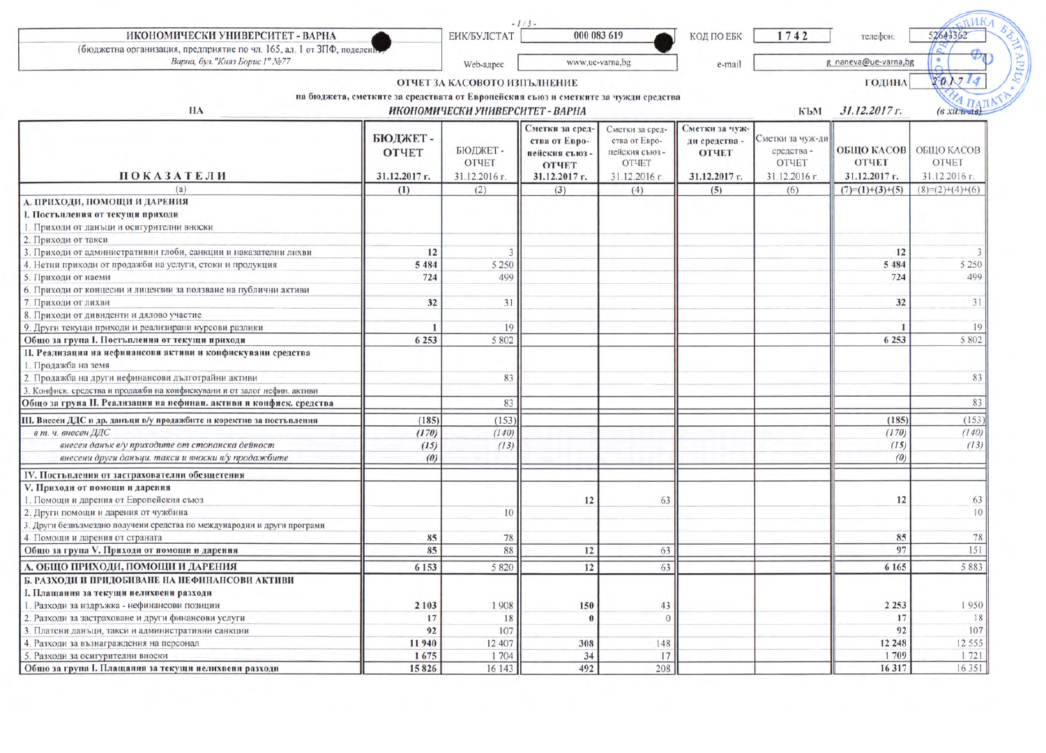| ИКОНОМИЧЕСКИ УНИВЕРСИТЕТ - ВАРНА | ЕИК/БУЛСТАТ | 000 083 619 | КОД ПО ЕБК | 1742 | телефон: | 52643362 |
|---|---|---|---|---|---|---|
| (бюджетна организация, предприятие по чл. 165, ал. 1 от ЗПФ, поделение) Варна, бул."Княз Борис I" №77 | Web-адрес | www.ue-varna.bg | e-mail | g_naneva@ue-varna.bg | | |

## ОТЧЕТ ЗА КАСОВОТО ИЗПЪЛНЕНИЕ

**на бюджета, сметките за средствата от Европейския съюз и сметките за чужди средства**

ГОДИНА 2017

НА *ИКОНОМИЧЕСКИ УНИВЕРСИТЕТ - ВАРНА* КЪМ *31.12.2017 г.* *(в хил. лв)*

| ПОКАЗАТЕЛИ | БЮДЖЕТ - ОТЧЕТ 31.12.2017 г. | БЮДЖЕТ - ОТЧЕТ 31.12.2016 г. | Сметки за средства от Европейския съюз - ОТЧЕТ 31.12.2017 г. | Сметки за средства от Европейския съюз - ОТЧЕТ 31.12.2016 г. | Сметки за чужди средства - ОТЧЕТ 31.12.2017 г. | Сметки за чужди средства - ОТЧЕТ 31.12.2016 г. | ОБЩО КАСОВ ОТЧЕТ 31.12.2017 г. | ОБЩО КАСОВ ОТЧЕТ 31.12.2016 г. |
|---|---|---|---|---|---|---|---|---|
| (а) | (1) | (2) | (3) | (4) | (5) | (6) | (7)=(1)+(3)+(5) | (8)=(2)+(4)+(6) |
| **А. ПРИХОДИ, ПОМОЩИ И ДАРЕНИЯ** | | | | | | | | |
| **I. Постъпления от текущи приходи** | | | | | | | | |
| 1. Приходи от данъци и осигурителни вноски | | | | | | | | |
| 2. Приходи от такси | | | | | | | | |
| 3. Приходи от административни глоби, санкции и наказателни лихви | 12 | 3 | | | | | 12 | 3 |
| 4. Нетни приходи от продажби на услуги, стоки и продукция | 5 484 | 5 250 | | | | | 5 484 | 5 250 |
| 5. Приходи от наеми | 724 | 499 | | | | | 724 | 499 |
| 6. Приходи от концесии и лицензии за ползване на публични активи | | | | | | | | |
| 7. Приходи от лихви | 32 | 31 | | | | | 32 | 31 |
| 8. Приходи от дивиденти и дялово участие | | | | | | | | |
| 9. Други текущи приходи и реализирани курсови разлики | 1 | 19 | | | | | 1 | 19 |
| **Общо за група I. Постъпления от текущи приходи** | 6 253 | 5 802 | | | | | 6 253 | 5 802 |
| **II. Реализация на нефинансови активи и конфискувани средства** | | | | | | | | |
| 1. Продажба на земя | | | | | | | | |
| 2. Продажба на други нефинансови дълготрайни активи | | 83 | | | | | | 83 |
| 3. Конфиск. средства и продажби на конфискувани и от залог нефин. активи | | | | | | | | |
| **Общо за група II. Реализация на нефинан. активи и конфиск. средства** | | 83 | | | | | | 83 |
| **III. Внесен ДДС и др. данъци в/у продажбите и корективи за постъпления** | (185) | (153) | | | | | (185) | (153) |
| *в т. ч. внесен ДДС* | *(170)* | *(140)* | | | | | *(170)* | *(140)* |
| *внесен данък в/у приходите от стопанска дейност* | *(15)* | *(13)* | | | | | *(15)* | *(13)* |
| *внесени други данъци, такси и вноски в/у продажбите* | *(0)* | | | | | | *(0)* | |
| **IV. Постъпления от застрахователни обезщетения** | | | | | | | | |
| **V. Приходи от помощи и дарения** | | | | | | | | |
| 1. Помощи и дарения от Европейския съюз | | | 12 | 63 | | | 12 | 63 |
| 2. Други помощи и дарения от чужбина | | 10 | | | | | | 10 |
| 3. Други безвъзмездно получени средства по международни и други програми | | | | | | | | |
| 4. Помощи и дарения от страната | 85 | 78 | | | | | 85 | 78 |
| **Общо за група V. Приходи от помощи и дарения** | 85 | 88 | 12 | 63 | | | 97 | 151 |
| **А. ОБЩО ПРИХОДИ, ПОМОЩИ И ДАРЕНИЯ** | 6 153 | 5 820 | 12 | 63 | | | 6 165 | 5 883 |
| **Б. РАЗХОДИ И ПРИДОБИВАНЕ НА НЕФИНАНСОВИ АКТИВИ** | | | | | | | | |
| **I. Плащания за текущи нелихвени разходи** | | | | | | | | |
| 1. Разходи за издръжка - нефинансови позиции | 2 103 | 1 908 | 150 | 43 | | | 2 253 | 1 950 |
| 2. Разходи за застраховане и други финансови услуги | 17 | 18 | 0 | 0 | | | 17 | 18 |
| 3. Платени данъци, такси и административни санкции | 92 | 107 | | | | | 92 | 107 |
| 4. Разходи за възнаграждения на персонал | 11 940 | 12 407 | 308 | 148 | | | 12 248 | 12 555 |
| 5. Разходи за осигурителни вноски | 1 675 | 1 704 | 34 | 17 | | | 1 709 | 1 721 |
| **Общо за група I. Плащания за текущи нелихвени разходи** | 15 826 | 16 143 | 492 | 208 | | | 16 317 | 16 351 |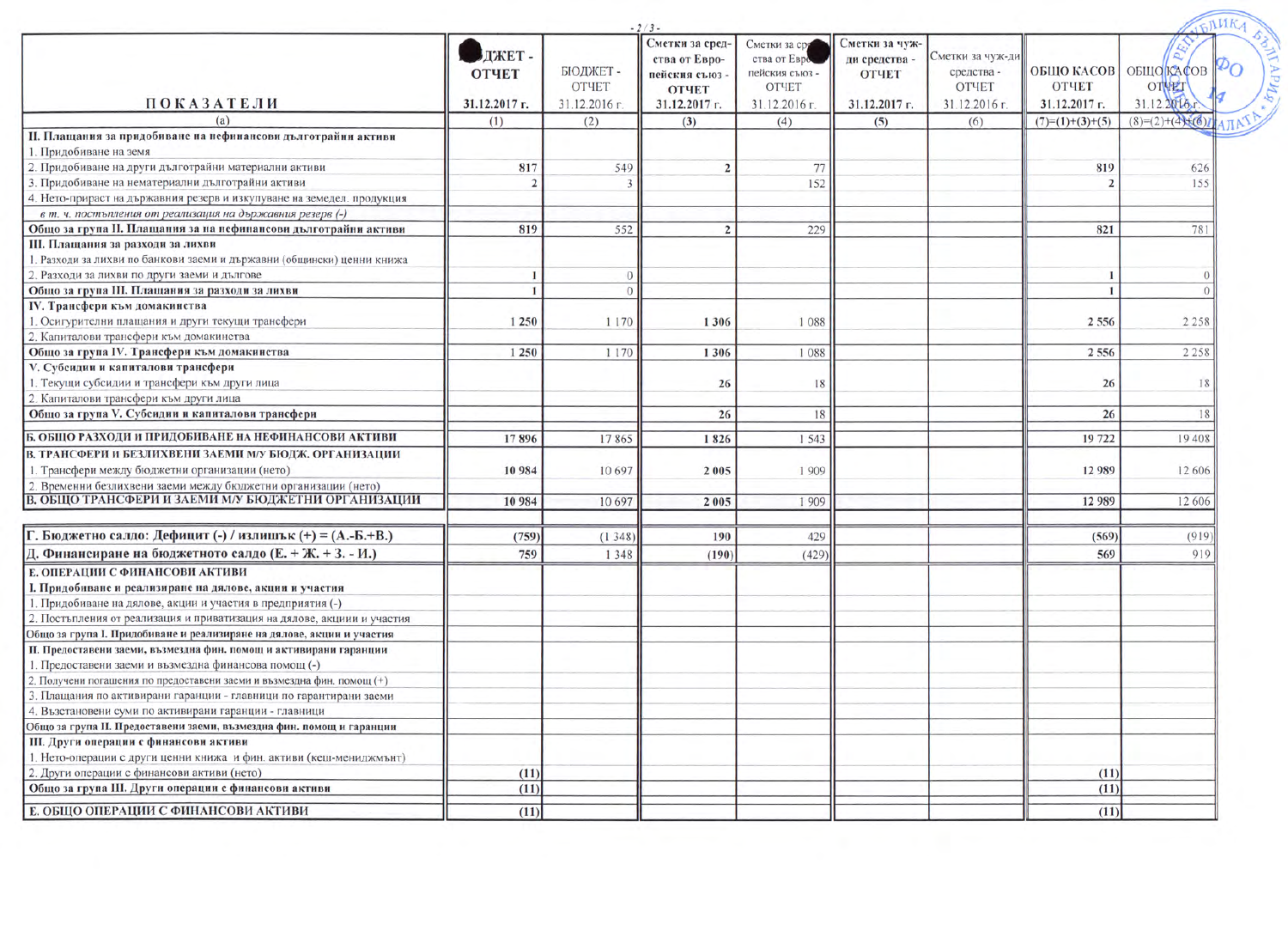| ПОКАЗАТЕЛИ | БЮДЖЕТ - ОТЧЕТ 31.12.2017 г. | БЮДЖЕТ - ОТЧЕТ 31.12.2016 г. | Сметки за средства от Европейския съюз - ОТЧЕТ 31.12.2017 г. | Сметки за средства от Европейския съюз - ОТЧЕТ 31.12.2016 г. | Сметки за чужди средства - ОТЧЕТ 31.12.2017 г. | Сметки за чужди средства - ОТЧЕТ 31.12.2016 г. | ОБЩО КАСОВ ОТЧЕТ 31.12.2017 г. | ОБЩО КАСОВ ОТЧЕТ 31.12.2016 г. |
|---|---|---|---|---|---|---|---|---|
| (а) | (1) | (2) | (3) | (4) | (5) | (6) | (7)=(1)+(3)+(5) | (8)=(2)+(4)+(6) |
| **II. Плащания за придобиване на нефинансови дълготрайни активи** | | | | | | | | |
| 1. Придобиване на земя | | | | | | | | |
| 2. Придобиване на други дълготрайни материални активи | 817 | 549 | 2 | 77 | | | 819 | 626 |
| 3. Придобиване на нематериални дълготрайни активи | 2 | 3 | | 152 | | | 2 | 155 |
| 4. Нето-прираст на държавния резерв и изкупуване на земедел. продукция | | | | | | | | |
| *в т. ч. постъпления от реализация на държавния резерв (-)* | | | | | | | | |
| **Общо за група II. Плащания за на нефинансови дълготрайни активи** | 819 | 552 | 2 | 229 | | | 821 | 781 |
| **III. Плащания за разходи за лихви** | | | | | | | | |
| 1. Разходи за лихви по банкови заеми и държавни (общински) ценни книжа | | | | | | | | |
| 2. Разходи за лихви по други заеми и дългове | 1 | 0 | | | | | 1 | 0 |
| **Общо за група III. Плащания за разходи за лихви** | 1 | 0 | | | | | 1 | 0 |
| **IV. Трансфери към домакинства** | | | | | | | | |
| 1. Осигурителни плащания и други текущи трансфери | 1 250 | 1 170 | 1 306 | 1 088 | | | 2 556 | 2 258 |
| 2. Капиталови трансфери към домакинства | | | | | | | | |
| **Общо за група IV. Трансфери към домакинства** | 1 250 | 1 170 | 1 306 | 1 088 | | | 2 556 | 2 258 |
| **V. Субсидии и капиталови трансфери** | | | | | | | | |
| 1. Текущи субсидии и трансфери към други лица | | | 26 | 18 | | | 26 | 18 |
| 2. Капиталови трансфери към други лица | | | | | | | | |
| **Общо за група V. Субсидии и капиталови трансфери** | | | 26 | 18 | | | 26 | 18 |
| **Б. ОБЩО РАЗХОДИ И ПРИДОБИВАНЕ НА НЕФИНАНСОВИ АКТИВИ** | 17 896 | 17 865 | 1 826 | 1 543 | | | 19 722 | 19 408 |
| **В. ТРАНСФЕРИ И БЕЗЛИХВЕНИ ЗАЕМИ М/У БЮДЖ. ОРГАНИЗАЦИИ** | | | | | | | | |
| 1. Трансфери между бюджетни организации (нето) | 10 984 | 10 697 | 2 005 | 1 909 | | | 12 989 | 12 606 |
| 2. Временни безлихвени заеми между бюджетни организации (нето) | | | | | | | | |
| **В. ОБЩО ТРАНСФЕРИ И ЗАЕМИ М/У БЮДЖЕТНИ ОРГАНИЗАЦИИ** | 10 984 | 10 697 | 2 005 | 1 909 | | | 12 989 | 12 606 |
| **Г. Бюджетно салдо: Дефицит (-) / излишък (+) = (А.-Б.+В.)** | (759) | (1 348) | 190 | 429 | | | (569) | (919) |
| **Д. Финансиране на бюджетното салдо (Е. + Ж. + З. - И.)** | 759 | 1 348 | (190) | (429) | | | 569 | 919 |
| **Е. ОПЕРАЦИИ С ФИНАНСОВИ АКТИВИ** | | | | | | | | |
| **I. Придобиване и реализиране на дялове, акции и участия** | | | | | | | | |
| 1. Придобиване на дялове, акции и участия в предприятия (-) | | | | | | | | |
| 2. Постъпления от реализация и приватизация на дялове, акции и участия | | | | | | | | |
| **Общо за група I. Придобиване и реализиране на дялове, акции и участия** | | | | | | | | |
| **II. Предоставени заеми, възмездна фин. помощ и активирани гаранции** | | | | | | | | |
| 1. Предоставени заеми и възмездна финансова помощ (-) | | | | | | | | |
| 2. Получени погашения по предоставени заеми и възмездна фин. помощ (+) | | | | | | | | |
| 3. Плащания по активирани гаранции - главници по гарантирани заеми | | | | | | | | |
| 4. Възстановени суми по активирани гаранции - главници | | | | | | | | |
| **Общо за група II. Предоставени заеми, възмездна фин. помощ и гаранции** | | | | | | | | |
| **III. Други операции с финансови активи** | | | | | | | | |
| 1. Нето-операции с други ценни книжа и фин. активи (кеш-мениджмънт) | | | | | | | | |
| 2. Други операции с финансови активи (нето) | (11) | | | | | | (11) | |
| **Общо за група III. Други операции с финансови активи** | (11) | | | | | | (11) | |
| **Е. ОБЩО ОПЕРАЦИИ С ФИНАНСОВИ АКТИВИ** | (11) | | | | | | (11) | |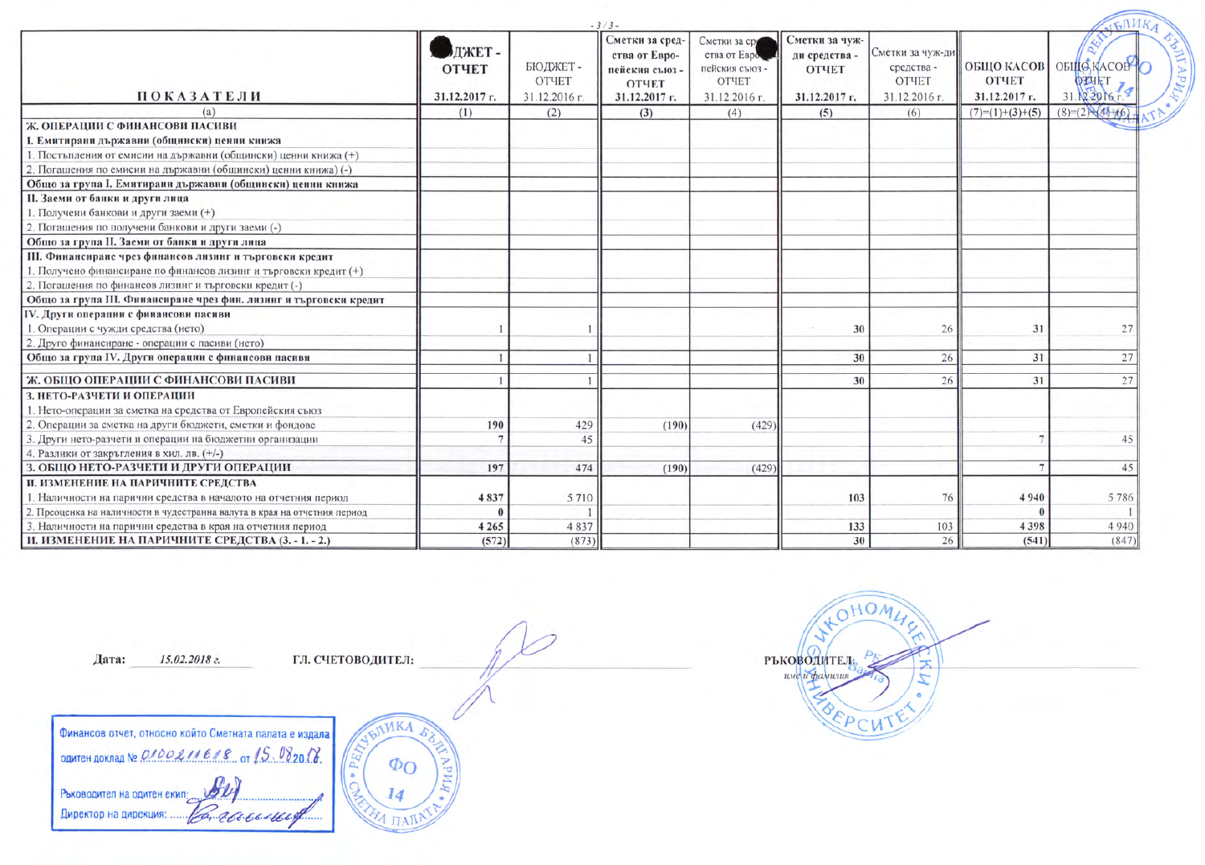| ПОКАЗАТЕЛИ | БЮДЖЕТ - ОТЧЕТ 31.12.2017 г. | БЮДЖЕТ - ОТЧЕТ 31.12.2016 г. | Сметки за средства от Европейския съюз - ОТЧЕТ 31.12.2017 г. | Сметки за средства от Европейския съюз - ОТЧЕТ 31.12.2016 г. | Сметки за чужди средства - ОТЧЕТ 31.12.2017 г. | Сметки за чужди средства - ОТЧЕТ 31.12.2016 г. | ОБЩО КАСОВ ОТЧЕТ 31.12.2017 г. | ОБЩО КАСОВ ОТЧЕТ 31.12.2016 г. |
|---|---|---|---|---|---|---|---|---|
| (а) | (1) | (2) | (3) | (4) | (5) | (6) | (7)=(1)+(3)+(5) | (8)=(2)+(4)+(6) |
| **Ж. ОПЕРАЦИИ С ФИНАНСОВИ ПАСИВИ** | | | | | | | | |
| **I. Емитирани държавни (общински) ценни книжа** | | | | | | | | |
| 1. Постъпления от емисии на държавни (общински) ценни книжа (+) | | | | | | | | |
| 2. Погашения по емисии на държавни (общински) ценни книжа) (-) | | | | | | | | |
| **Общо за група I. Емитирани държавни (общински) ценни книжа** | | | | | | | | |
| **II. Заеми от банки и други лица** | | | | | | | | |
| 1. Получени банкови и други заеми (+) | | | | | | | | |
| 2. Погашения по получени банкови и други заеми (-) | | | | | | | | |
| **Общо за група II. Заеми от банки и други лица** | | | | | | | | |
| **III. Финансиране чрез финансов лизинг и търговски кредит** | | | | | | | | |
| 1. Получено финансиране по финансов лизинг и търговски кредит (+) | | | | | | | | |
| 2. Погашения по финансов лизинг и търговски кредит (-) | | | | | | | | |
| **Общо за група III. Финансиране чрез фин. лизинг и търговски кредит** | | | | | | | | |
| **IV. Други операции с финансови пасиви** | | | | | | | | |
| 1. Операции с чужди средства (нето) | 1 | 1 | | | 30 | 26 | 31 | 27 |
| 2. Друго финансиране - операции с пасиви (нето) | | | | | | | | |
| **Общо за група IV. Други операции с финансови пасиви** | 1 | 1 | | | 30 | 26 | 31 | 27 |
| **Ж. ОБЩО ОПЕРАЦИИ С ФИНАНСОВИ ПАСИВИ** | 1 | 1 | | | 30 | 26 | 31 | 27 |
| **З. НЕТО-РАЗЧЕТИ И ОПЕРАЦИИ** | | | | | | | | |
| 1. Нето-операции за сметка на средства от Европейския съюз | | | | | | | | |
| 2. Операции за сметка на други бюджети, сметки и фондове | 190 | 429 | (190) | (429) | | | | |
| 3. Други нето-разчети и операции на бюджетни организации | 7 | 45 | | | | | 7 | 45 |
| 4. Разлики от закръгления в хил. лв. (+/-) | | | | | | | | |
| **З. ОБЩО НЕТО-РАЗЧЕТИ И ДРУГИ ОПЕРАЦИИ** | 197 | 474 | (190) | (429) | | | 7 | 45 |
| **И. ИЗМЕНЕНИЕ НА ПАРИЧНИТЕ СРЕДСТВА** | | | | | | | | |
| 1. Наличности на парични средства в началото на отчетния период | 4 837 | 5 710 | | | 103 | 76 | 4 940 | 5 786 |
| 2. Преоценка на наличности в чуждестранна валута в края на отчетния период | 0 | 1 | | | | | 0 | 1 |
| 3. Наличности на парични средства в края на отчетния период | 4 265 | 4 837 | | | 133 | 103 | 4 398 | 4 940 |
| **И. ИЗМЕНЕНИЕ НА ПАРИЧНИТЕ СРЕДСТВА (3. - 1. - 2.)** | (572) | (873) | | | 30 | 26 | (541) | (847) |

**Дата:** 15.02.2018 г.

**ГЛ. СЧЕТОВОДИТЕЛ:**

**РЪКОВОДИТЕЛ:**
име и фамилия

Финансов отчет, относно който Сметната палата е издала одитен доклад № 0100211618 от 15.08.2018

Ръководител на одитен екип:

Директор на дирекция: